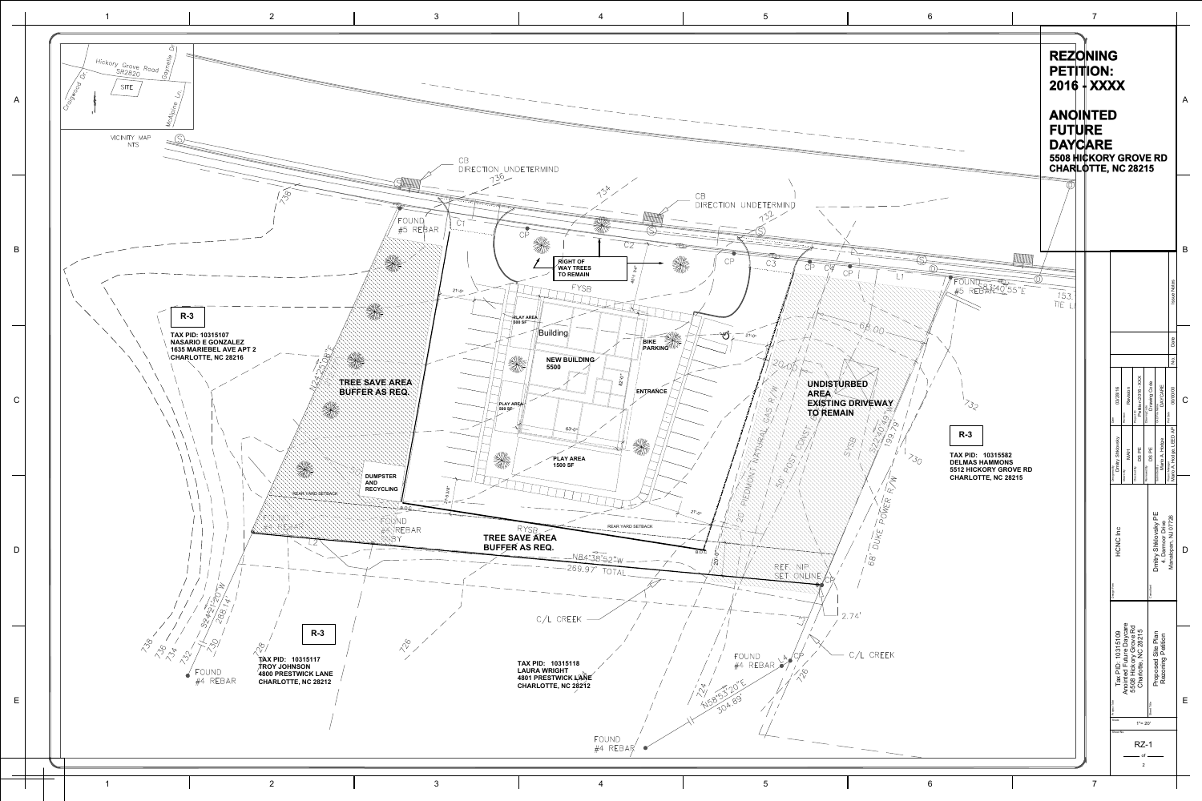# REZONING PETITION: 2016 - XXXX

# ANOINTED FUTURE DAYCARE

**5508 HICKORY GROVE RD**
**CHARLOTTE, NC 28215**

VICINITY MAP
NTS

Hickory Grove Road
SR2820

SITE

Craigwood Dr.

Gaynelle Dr.

McAlpine Ln.

CB
DIRECTION UNDETERMIND

CB
DIRECTION UNDETERMIND

FOUND
#5 REBAR

FOUND
#5 REBAR

RIGHT OF WAY TREES TO REMAIN

FYSB

PLAY AREA 500 SF

Building

NEW BUILDING 5500

BIKE PARKING

ENTRANCE

PLAY AREA 500 SF

PLAY AREA 1500 SF

DUMPSTER AND RECYCLING

REAR YARD SETBACK

RYSB

TREE SAVE AREA BUFFER AS REQ.

TREE SAVE AREA BUFFER AS REQ.

UNDISTURBED AREA EXISTING DRIVEWAY TO REMAIN

26' PIEDMONT NATURAL GAS R/W

50' POST CONST. BUFFER

68' DUKE POWER R/W

SYSB

N84°38'52"W
269.97' TOTAL

N58°53'20"E
304.89'

S24°21'20"W
288.14'

S22°40'49"W
199.79'

C/L CREEK

C/L CREEK

REF. NIP SET ONLINE

FOUND
#4 REBAR

FOUND
#4 REBAR

FOUND
#4 REBAR

2.74'

**R-3**
TAX PID: 10315107
NASARIO E GONZALEZ
1635 MARIEBEL AVE APT 2
CHARLOTTE, NC 28216

**R-3**
TAX PID: 10315582
DELMAS HAMMONS
5512 HICKORY GROVE RD
CHARLOTTE, NC 28215

**R-3**
TAX PID: 10315117
TROY JOHNSON
4800 PRESTWICK LANE
CHARLOTTE, NC 28212

TAX PID: 10315118
LAURA WRIGHT
4801 PRESTWICK LANE
CHARLOTTE, NC 28212

| | |
|---|---|
| Date | 03/28/16 |
| Revision | Petition 2016 - XXX |
| Drawing Code | DAYCARE |
| File Date | 00/00/00 |
| Engineering | Dmitry Shklovsky |
| Drawn By | MAH |
| Checked By | DS PE |
| Reviewed By | DS PE |
| Submitted By | Mario A. Hodge |
| Project Manager | Mario A. Hodge, LEED AP |

HCNC Inc

Dmitry Shklovsky PE
4 Dasmoor Drive
Manalapan, NJ 07726

Tax PID: 10315109
Anointed Future Daycare
5508 Hickory Grove Rd
Charlotte, NC 28215

Proposed Site Plan
Rezoning Petition

Scale: 1"= 20'

Sheet No.
RZ-1
of 2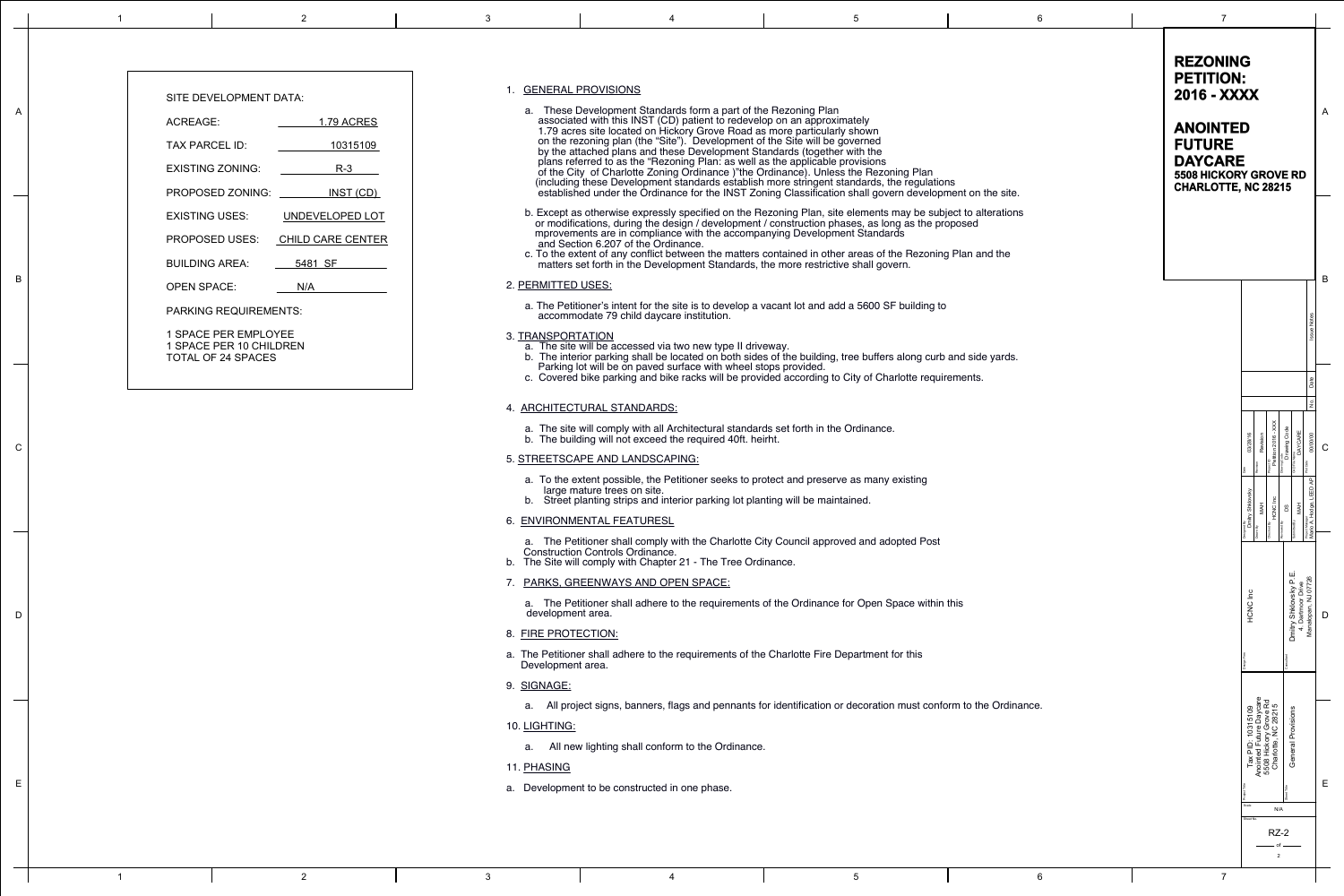# REZONING PETITION: 2016 - XXXX

## ANOINTED FUTURE DAYCARE

**5508 HICKORY GROVE RD**
**CHARLOTTE, NC 28215**

| SITE DEVELOPMENT DATA: | |
|---|---|
| ACREAGE: | 1.79 ACRES |
| TAX PARCEL ID: | 10315109 |
| EXISTING ZONING: | R-3 |
| PROPOSED ZONING: | INST (CD) |
| EXISTING USES: | UNDEVELOPED LOT |
| PROPOSED USES: | CHILD CARE CENTER |
| BUILDING AREA: | 5481 SF |
| OPEN SPACE: | N/A |

PARKING REQUIREMENTS:

1 SPACE PER EMPLOYEE
1 SPACE PER 10 CHILDREN
TOTAL OF 24 SPACES

1. GENERAL PROVISIONS

a. These Development Standards form a part of the Rezoning Plan associated with this INST (CD) patient to redevelop on an approximately 1.79 acres site located on Hickory Grove Road as more particularly shown on the rezoning plan (the "Site"). Development of the Site will be governed by the attached plans and these Development Standards (together with the plans referred to as the "Rezoning Plan: as well as the applicable provisions of the City of Charlotte Zoning Ordinance )"the Ordinance). Unless the Rezoning Plan (including these Development standards establish more stringent standards, the regulations established under the Ordinance for the INST Zoning Classification shall govern development on the site.

b. Except as otherwise expressly specified on the Rezoning Plan, site elements may be subject to alterations or modifications, during the design / development / construction phases, as long as the proposed mprovements are in compliance with the accompanying Development Standards and Section 6.207 of the Ordinance.

c. To the extent of any conflict between the matters contained in other areas of the Rezoning Plan and the matters set forth in the Development Standards, the more restrictive shall govern.

2. PERMITTED USES:

a. The Petitioner's intent for the site is to develop a vacant lot and add a 5600 SF building to accommodate 79 child daycare institution.

3. TRANSPORTATION

a. The site will be accessed via two new type II driveway.
b. The interior parking shall be located on both sides of the building, tree buffers along curb and side yards. Parking lot will be on paved surface with wheel stops provided.
c. Covered bike parking and bike racks will be provided according to City of Charlotte requirements.

4. ARCHITECTURAL STANDARDS:

a. The site will comply with all Architectural standards set forth in the Ordinance.
b. The building will not exceed the required 40ft. heirht.

5. STREETSCAPE AND LANDSCAPING:

a. To the extent possible, the Petitioner seeks to protect and preserve as many existing large mature trees on site.
b. Street planting strips and interior parking lot planting will be maintained.

6. ENVIRONMENTAL FEATURESL

a. The Petitioner shall comply with the Charlotte City Council approved and adopted Post Construction Controls Ordinance.
b. The Site will comply with Chapter 21 - The Tree Ordinance.

7. PARKS, GREENWAYS AND OPEN SPACE:

a. The Petitioner shall adhere to the requirements of the Ordinance for Open Space within this development area.

8. FIRE PROTECTION:

a. The Petitioner shall adhere to the requirements of the Charlotte Fire Department for this Development area.

9. SIGNAGE:

a. All project signs, banners, flags and pennants for identification or decoration must conform to the Ordinance.

10. LIGHTING:

a. All new lighting shall conform to the Ordinance.

11. PHASING

a. Development to be constructed in one phase.

| | |
|---|---|
| Date | 03/28/16 |
| Revision | Revision |
| Project No. | Petition 2016 - XXX |
| Drawing Code | Drawing Code |
| File Name | DAYCARE |
| Plot Date | 00/00/00 |
| Designed By | Dmitry Shklovsky |
| Drawn By | MAH |
| Checked By | HCNC Inc |
| Reviewed By | DS |
| Approved By | MAH |
| Project Architect | Mario A. Hodge, LEED AP |

HCNC Inc

Dmitry Shklovsky P.E.
4, Dartmoor Drive
Manalapan, NJ 07726

Project Title: Tax PID: 10315109 Anointed Future Daycare 5508 Hickory Grove Rd Charlotte, NC 28215

Sheet Title: General Provisions

Scale: N/A

Sheet No: RZ-2 of 2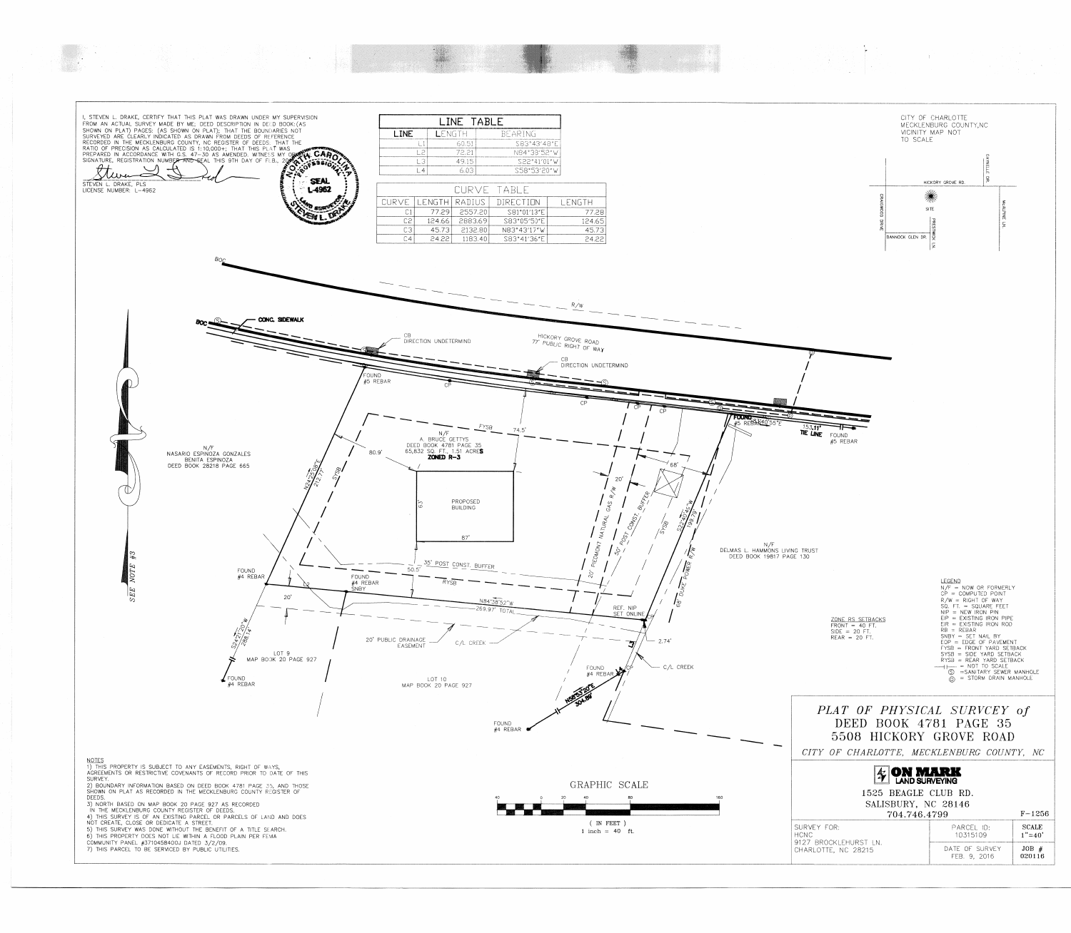I, STEVEN L. DRAKE, CERTIFY THAT THIS PLAT WAS DRAWN UNDER MY SUPERVISION FROM AN ACTUAL SURVEY MADE BY ME; DEED DESCRIPTION IN DEED BOOK: (AS SHOWN ON PLAT) PAGES: (AS SHOWN ON PLAT); THAT THE BOUNDARIES NOT SURVEYED ARE CLEARLY INDICATED AS DRAWN FROM DEEDS OF REFERENCE RECORDED IN THE MECKLENBURG COUNTY, NC REGISTER OF DEEDS. THAT THE RATIO OF PRECISION AS CALCULATED IS 1:10,000+; THAT THIS PLAT WAS PREPARED IN ACCORDANCE WITH G.S. 47-30 AS AMENDED. WITNESS MY ORIGINAL SIGNATURE, REGISTRATION NUMBER AND SEAL THIS 9TH DAY OF FEB., 20

STEVEN L. DRAKE, PLS
LICENSE NUMBER: L-4962

NORTH CAROLINA PROFESSIONAL SEAL L-4962 LAND SURVEYOR STEVEN L. DRAKE

| LINE TABLE | | |
|---|---|---|
| LINE | LENGTH | BEARING |
| L1 | 60.51 | S83°43'48"E |
| L2 | 72.21 | N84°33'52"W |
| L3 | 49.15 | S22°41'01"W |
| L4 | 6.03 | S58°53'20"W |

| CURVE TABLE | | | | |
|---|---|---|---|---|
| CURVE | LENGTH | RADIUS | DIRECTION | LENGTH |
| C1 | 77.29 | 2557.20 | S81°01'13"E | 77.28 |
| C2 | 124.66 | 2883.69 | S83°05'50"E | 124.65 |
| C3 | 45.73 | 2132.80 | N83°43'17"W | 45.73 |
| C4 | 24.22 | 1183.40 | S83°41'36"E | 24.22 |

CITY OF CHARLOTTE
MECKLENBURG COUNTY, NC
VICINITY MAP NOT TO SCALE

HICKORY GROVE RD.
SITE
CRAGMOOR DRIVE
BANNOCK GLEN DR.
PRESTWICK LN.
MCALPINE LN.

BOC
R/W
CONC. SIDEWALK
CB DIRECTION UNDETERMIND
HICKORY GROVE ROAD 77' PUBLIC RIGHT OF WAY
CB DIRECTION UNDETERMIND
FOUND #5 REBAR
CP
FYSB
74.5'
80.9'
N/F
A. BRUCE GETTYS
DEED BOOK 4781 PAGE 35
65,832 SQ. FT., 1.51 ACRES
**ZONED R-3**
PROPOSED BUILDING
63'
87'
20'
68'
FOUND #5 REBAR
N80°40'55"E
153.11'
TIE LINE
FOUND #5 REBAR

N/F
NASARIO ESPINOZA GONZALES
BENITA ESPINOZA
DEED BOOK 28218 PAGE 665

N24°45'08"E
212.77'
SYSB
35' POST CONST. BUFFER
50.5'
20' PIEDMONT NATURAL GAS R/W
50' POST CONST. BUFFER
SYSB
S22°40'45"W
199.79'
68' DUKE POWER R/W

N/F
DELMAS L. HAMMONS LIVING TRUST
DEED BOOK 19817 PAGE 130

FOUND #4 REBAR
FOUND #4 REBAR SNBY
RYSB
N84°38'52"W
269.97' TOTAL
REF. NIP SET ONLINE
2.74'
20'
S24°47'20"W
281.14'
20' PUBLIC DRAINAGE EASEMENT
C/L CREEK
C/L CREEK
FOUND #4 REBAR
N58°53'20"E
304.59'
FOUND #4 REBAR

LOT 9
MAP BOOK 20 PAGE 927

LOT 10
MAP BOOK 20 PAGE 927

FOUND #4 REBAR

SEE NOTE #3

ZONE RS SETBACKS
FRONT = 40 FT.
SIDE = 20 FT.
REAR = 20 FT.

LEGEND
N/F = NOW OR FORMERLY
CP = COMPUTED POINT
R/W = RIGHT OF WAY
SQ. FT. = SQUARE FEET
NIP = NEW IRON PIN
EIP = EXISTING IRON PIPE
EIR = EXISTING IRON ROD
RB = REBAR
SNBY = SET NAIL BY
EOP = EDGE OF PAVEMENT
FYSB = FRONT YARD SETBACK
SYSB = SIDE YARD SETBACK
RYSB = REAR YARD SETBACK
= NOT TO SCALE
(S) = SANITARY SEWER MANHOLE
(D) = STORM DRAIN MANHOLE

NOTES
1) THIS PROPERTY IS SUBJECT TO ANY EASEMENTS, RIGHT OF WAYS, AGREEMENTS OR RESTRICTIVE COVENANTS OF RECORD PRIOR TO DATE OF THIS SURVEY.
2) BOUNDARY INFORMATION BASED ON DEED BOOK 4781 PAGE 35, AND THOSE SHOWN ON PLAT AS RECORDED IN THE MECKLENBURG COUNTY REGISTER OF DEEDS.
3) NORTH BASED ON MAP BOOK 20 PAGE 927 AS RECORDED IN THE MECKLENBURG COUNTY REGISTER OF DEEDS.
4) THIS SURVEY IS OF AN EXISTING PARCEL OR PARCELS OF LAND AND DOES NOT CREATE, CLOSE OR DEDICATE A STREET.
5) THIS SURVEY WAS DONE WITHOUT THE BENEFIT OF A TITLE SEARCH.
6) THIS PROPERTY DOES NOT LIE WITHIN A FLOOD PLAIN PER FEMA COMMUNITY PANEL #3710458400J DATED 3/2/09.
7) THIS PARCEL TO BE SERVICED BY PUBLIC UTILITIES.

GRAPHIC SCALE
40 0 20 40 80 160
( IN FEET )
1 inch = 40 ft.

*PLAT OF PHYSICAL SURVCEY of*
DEED BOOK 4781 PAGE 35
5508 HICKORY GROVE ROAD
*CITY OF CHARLOTTE, MECKLENBURG COUNTY, NC*

ON MARK LAND SURVEYING
1525 BEAGLE CLUB RD.
SALISBURY, NC 28146
704.746.4799
F-1256

| | | |
|---|---|---|
| SURVEY FOR: HCNC 9127 BROCKLEHURST LN. CHARLOTTE, NC 28215 | PARCEL ID: 10315109 | SCALE 1"=40' |
| | DATE OF SURVEY FEB. 9, 2016 | JOB # 020116 |